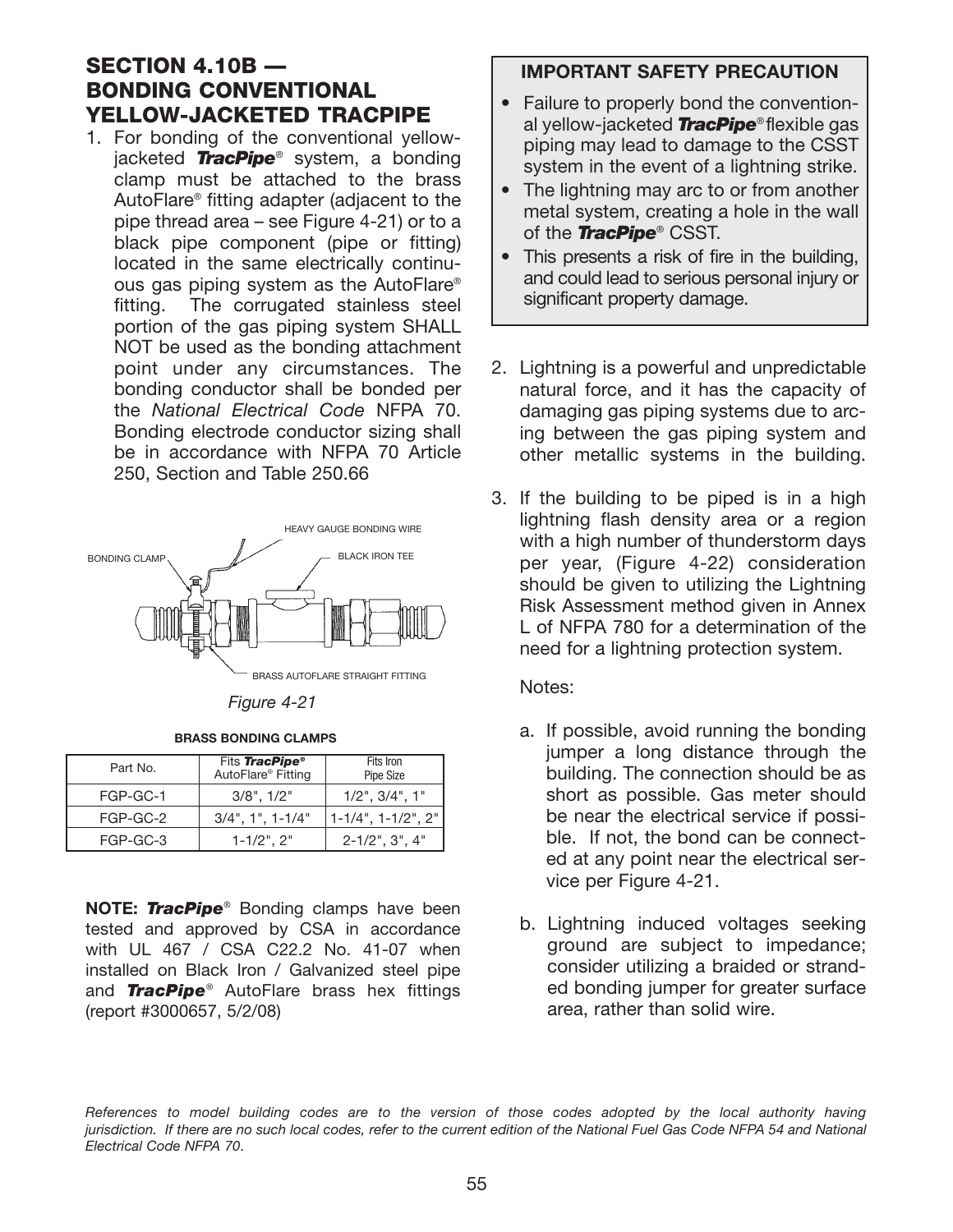## SECTION 4.10B — BONDING CONVENTIONAL YELLOW-JACKETED TRACPIPE

1. For bonding of the conventional yellow-jacketed ***TracPipe***® system, a bonding clamp must be attached to the brass AutoFlare® fitting adapter (adjacent to the pipe thread area – see Figure 4-21) or to a black pipe component (pipe or fitting) located in the same electrically continuous gas piping system as the AutoFlare® fitting. The corrugated stainless steel portion of the gas piping system SHALL NOT be used as the bonding attachment point under any circumstances. The bonding conductor shall be bonded per the *National Electrical Code* NFPA 70. Bonding electrode conductor sizing shall be in accordance with NFPA 70 Article 250, Section and Table 250.66

HEAVY GAUGE BONDING WIRE

BONDING CLAMP

BLACK IRON TEE

BRASS AUTOFLARE STRAIGHT FITTING

*Figure 4-21*

**BRASS BONDING CLAMPS**

| Part No. | Fits ***TracPipe***® AutoFlare® Fitting | Fits Iron Pipe Size |
|---|---|---|
| FGP-GC-1 | 3/8", 1/2" | 1/2", 3/4", 1" |
| FGP-GC-2 | 3/4", 1", 1-1/4" | 1-1/4", 1-1/2", 2" |
| FGP-GC-3 | 1-1/2", 2" | 2-1/2", 3", 4" |

**NOTE:** ***TracPipe***® Bonding clamps have been tested and approved by CSA in accordance with UL 467 / CSA C22.2 No. 41-07 when installed on Black Iron / Galvanized steel pipe and ***TracPipe***® AutoFlare brass hex fittings (report #3000657, 5/2/08)

**IMPORTANT SAFETY PRECAUTION**

- Failure to properly bond the conventional yellow-jacketed ***TracPipe***® flexible gas piping may lead to damage to the CSST system in the event of a lightning strike.
- The lightning may arc to or from another metal system, creating a hole in the wall of the ***TracPipe***® CSST.
- This presents a risk of fire in the building, and could lead to serious personal injury or significant property damage.

2. Lightning is a powerful and unpredictable natural force, and it has the capacity of damaging gas piping systems due to arcing between the gas piping system and other metallic systems in the building.

3. If the building to be piped is in a high lightning flash density area or a region with a high number of thunderstorm days per year, (Figure 4-22) consideration should be given to utilizing the Lightning Risk Assessment method given in Annex L of NFPA 780 for a determination of the need for a lightning protection system.

   Notes:

   a. If possible, avoid running the bonding jumper a long distance through the building. The connection should be as short as possible. Gas meter should be near the electrical service if possible. If not, the bond can be connected at any point near the electrical service per Figure 4-21.

   b. Lightning induced voltages seeking ground are subject to impedance; consider utilizing a braided or stranded bonding jumper for greater surface area, rather than solid wire.

*References to model building codes are to the version of those codes adopted by the local authority having jurisdiction. If there are no such local codes, refer to the current edition of the National Fuel Gas Code NFPA 54 and National Electrical Code NFPA 70.*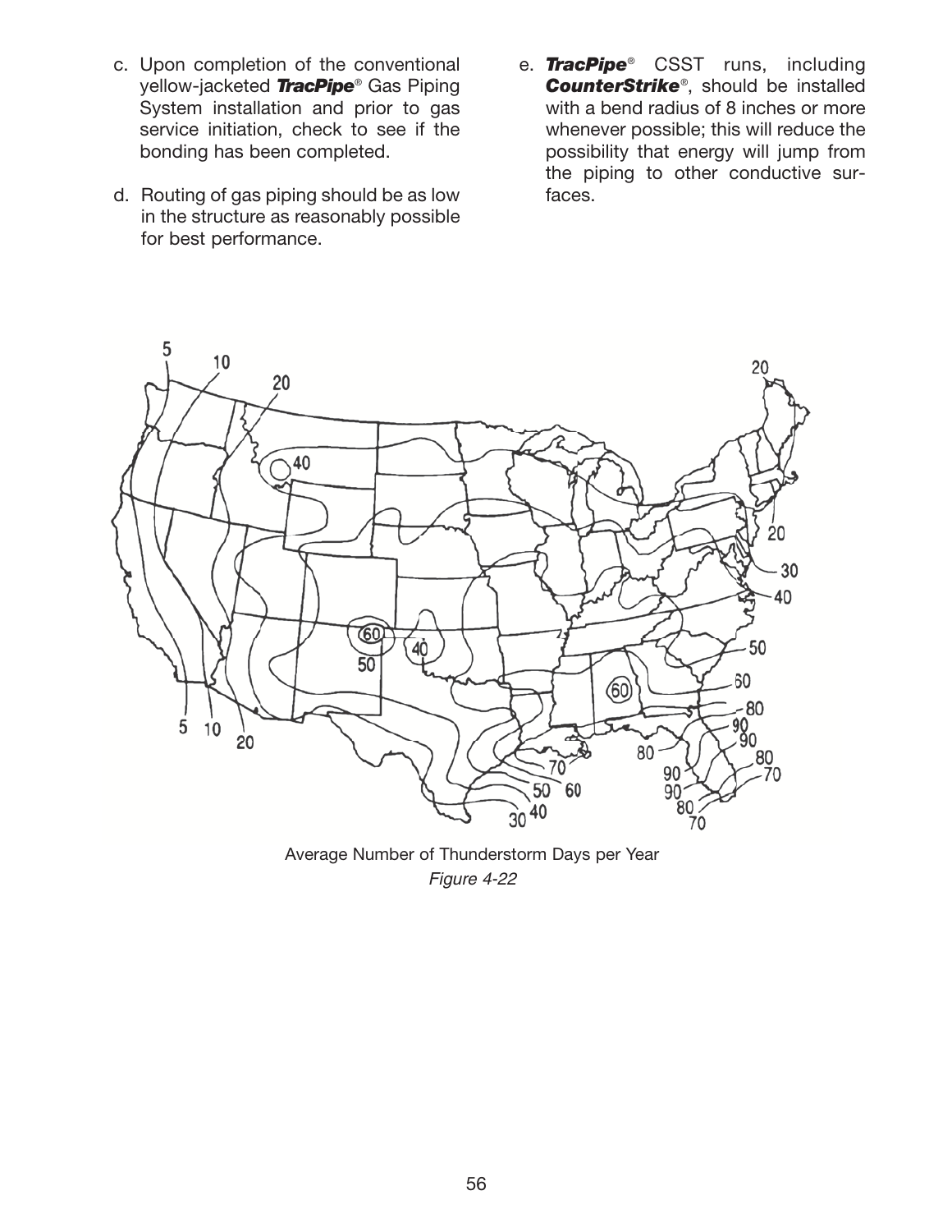c. Upon completion of the conventional yellow-jacketed ***TracPipe***® Gas Piping System installation and prior to gas service initiation, check to see if the bonding has been completed.

d. Routing of gas piping should be as low in the structure as reasonably possible for best performance.

e. ***TracPipe***® CSST runs, including ***CounterStrike***®, should be installed with a bend radius of 8 inches or more whenever possible; this will reduce the possibility that energy will jump from the piping to other conductive surfaces.

Average Number of Thunderstorm Days per Year

*Figure 4-22*